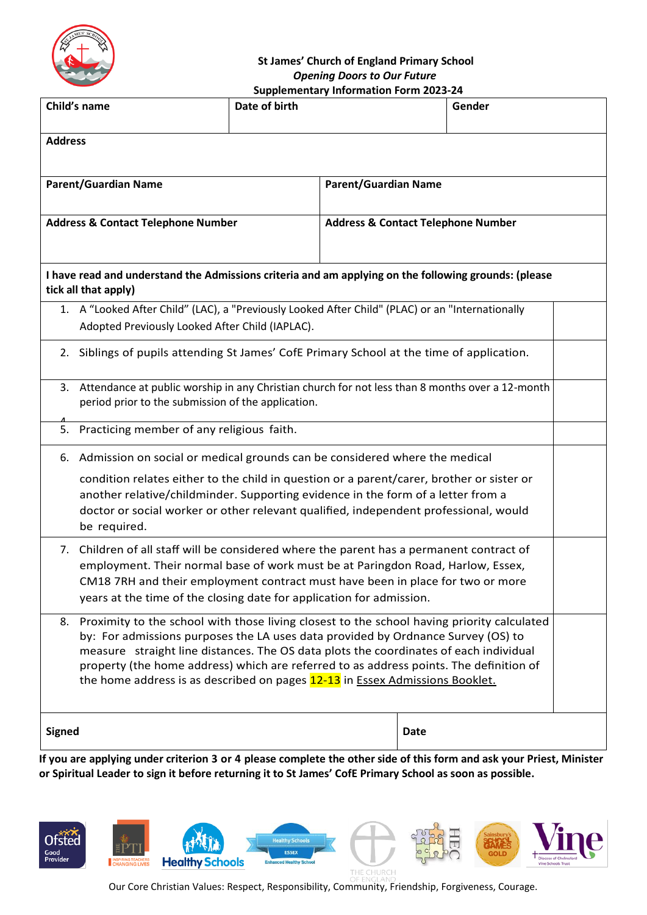**St James' Church of England Primary School**

***Opening Doors to Our Future***

**Supplementary Information Form 2023-24**

| **Child's name** | **Date of birth** | **Gender** |
|---|---|---|
| **Address** | | |

| **Parent/Guardian Name** | **Parent/Guardian Name** |
|---|---|
| **Address & Contact Telephone Number** | **Address & Contact Telephone Number** |

**I have read and understand the Admissions criteria and am applying on the following grounds: (please tick all that apply)**

| Criterion | Tick |
|---|---|
| 1. A "Looked After Child" (LAC), a "Previously Looked After Child" (PLAC) or an "Internationally Adopted Previously Looked After Child (IAPLAC). | |
| 2. Siblings of pupils attending St James' CofE Primary School at the time of application. | |
| 3. Attendance at public worship in any Christian church for not less than 8 months over a 12-month period prior to the submission of the application. | |
| 4. 5. Practicing member of any religious faith. | |
| 6. Admission on social or medical grounds can be considered where the medical condition relates either to the child in question or a parent/carer, brother or sister or another relative/childminder. Supporting evidence in the form of a letter from a doctor or social worker or other relevant qualified, independent professional, would be required. | |
| 7. Children of all staff will be considered where the parent has a permanent contract of employment. Their normal base of work must be at Paringdon Road, Harlow, Essex, CM18 7RH and their employment contract must have been in place for two or more years at the time of the closing date for application for admission. | |
| 8. Proximity to the school with those living closest to the school having priority calculated by: For admissions purposes the LA uses data provided by Ordnance Survey (OS) to measure straight line distances. The OS data plots the coordinates of each individual property (the home address) which are referred to as address points. The definition of the home address is as described on pages 12-13 in Essex Admissions Booklet. | |

| **Signed** | **Date** |
|---|---|

**If you are applying under criterion 3 or 4 please complete the other side of this form and ask your Priest, Minister or Spiritual Leader to sign it before returning it to St James' CofE Primary School as soon as possible.**

Our Core Christian Values: Respect, Responsibility, Community, Friendship, Forgiveness, Courage.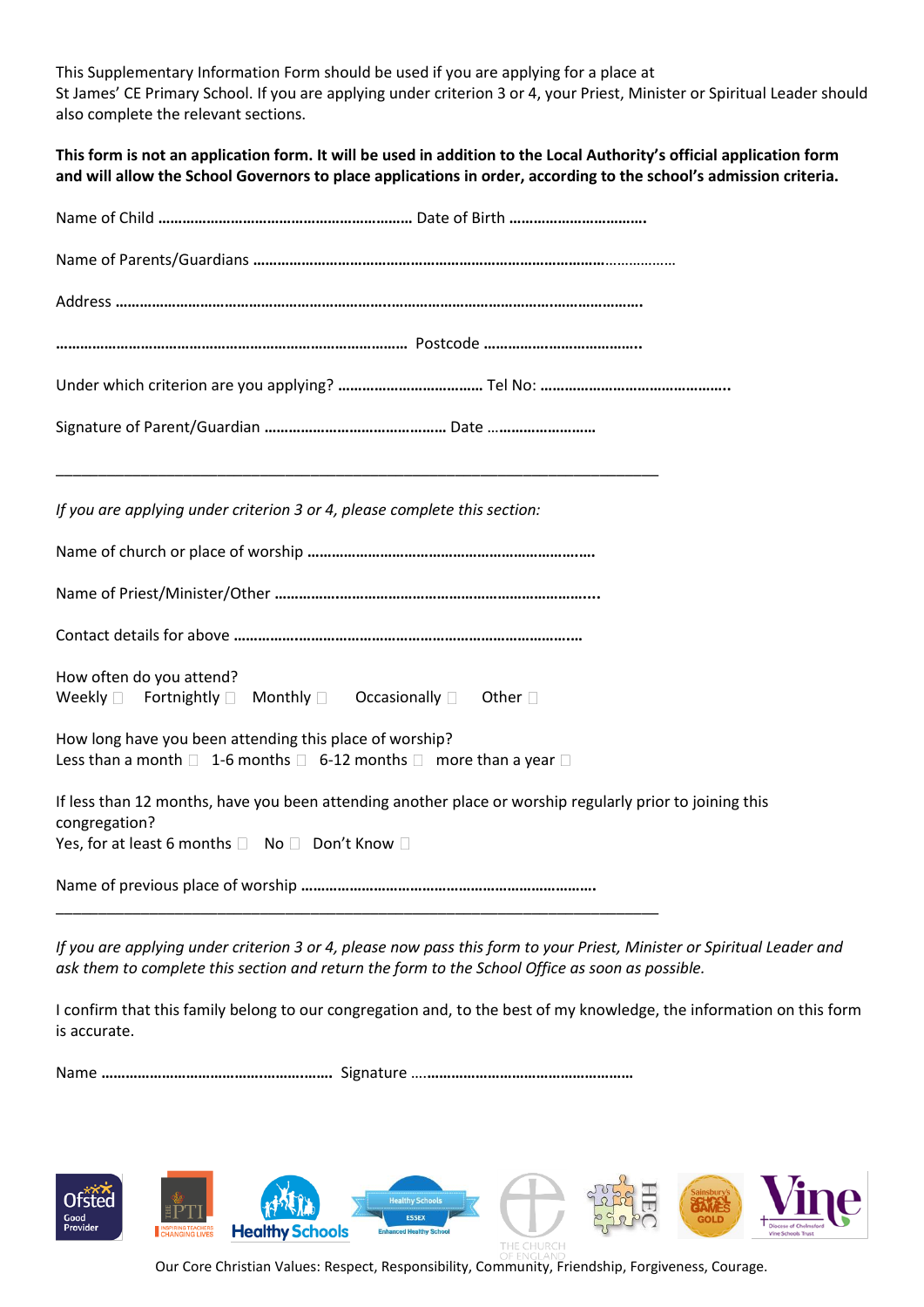This Supplementary Information Form should be used if you are applying for a place at St James' CE Primary School. If you are applying under criterion 3 or 4, your Priest, Minister or Spiritual Leader should also complete the relevant sections.

**This form is not an application form. It will be used in addition to the Local Authority's official application form and will allow the School Governors to place applications in order, according to the school's admission criteria.**

Name of Child …………………………………………………… Date of Birth …………………………….

Name of Parents/Guardians ……………………………………………………………………………………………

Address ……………………………………………………………………………………………………………….

………………………………………………………………………… Postcode …………………………………..

Under which criterion are you applying? ……………………………… Tel No: ………………………………………..

Signature of Parent/Guardian ……………………………………… Date ……………………..

---

*If you are applying under criterion 3 or 4, please complete this section:*

Name of church or place of worship ……………………………………………………………

Name of Priest/Minister/Other ……………………………………………………………………...

Contact details for above ………………………………………………………………………….

How often do you attend?
Weekly ☐ Fortnightly ☐ Monthly ☐ Occasionally ☐ Other ☐

How long have you been attending this place of worship?
Less than a month ☐ 1-6 months ☐ 6-12 months ☐ more than a year ☐

If less than 12 months, have you been attending another place or worship regularly prior to joining this congregation?
Yes, for at least 6 months ☐ No ☐ Don't Know ☐

Name of previous place of worship ……………………………………………………………….

---

*If you are applying under criterion 3 or 4, please now pass this form to your Priest, Minister or Spiritual Leader and ask them to complete this section and return the form to the School Office as soon as possible.*

I confirm that this family belong to our congregation and, to the best of my knowledge, the information on this form is accurate.

Name ……………………………………………….. Signature ……………………………………………

Our Core Christian Values: Respect, Responsibility, Community, Friendship, Forgiveness, Courage.